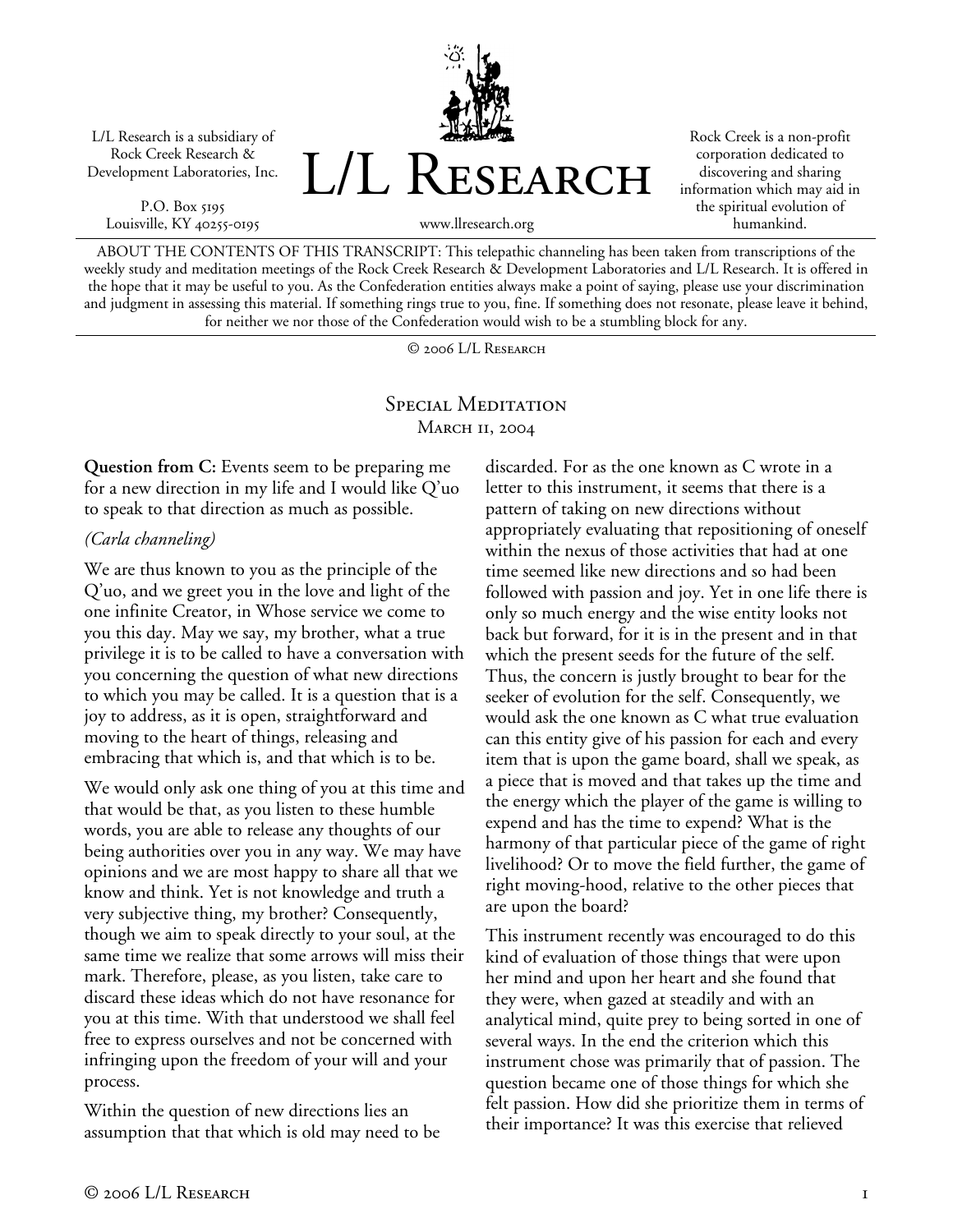L/L Research is a subsidiary of Rock Creek Research & Development Laboratories, Inc.

P.O. Box 5195
Louisville, KY 40255-0195

# L/L Research

www.llresearch.org

Rock Creek is a non-profit corporation dedicated to discovering and sharing information which may aid in the spiritual evolution of humankind.

ABOUT THE CONTENTS OF THIS TRANSCRIPT: This telepathic channeling has been taken from transcriptions of the weekly study and meditation meetings of the Rock Creek Research & Development Laboratories and L/L Research. It is offered in the hope that it may be useful to you. As the Confederation entities always make a point of saying, please use your discrimination and judgment in assessing this material. If something rings true to you, fine. If something does not resonate, please leave it behind, for neither we nor those of the Confederation would wish to be a stumbling block for any.

© 2006 L/L Research

## Special Meditation
March 11, 2004

**Question from C:** Events seem to be preparing me for a new direction in my life and I would like Q'uo to speak to that direction as much as possible.

*(Carla channeling)*

We are thus known to you as the principle of the Q'uo, and we greet you in the love and light of the one infinite Creator, in Whose service we come to you this day. May we say, my brother, what a true privilege it is to be called to have a conversation with you concerning the question of what new directions to which you may be called. It is a question that is a joy to address, as it is open, straightforward and moving to the heart of things, releasing and embracing that which is, and that which is to be.

We would only ask one thing of you at this time and that would be that, as you listen to these humble words, you are able to release any thoughts of our being authorities over you in any way. We may have opinions and we are most happy to share all that we know and think. Yet is not knowledge and truth a very subjective thing, my brother? Consequently, though we aim to speak directly to your soul, at the same time we realize that some arrows will miss their mark. Therefore, please, as you listen, take care to discard these ideas which do not have resonance for you at this time. With that understood we shall feel free to express ourselves and not be concerned with infringing upon the freedom of your will and your process.

Within the question of new directions lies an assumption that that which is old may need to be discarded. For as the one known as C wrote in a letter to this instrument, it seems that there is a pattern of taking on new directions without appropriately evaluating that repositioning of oneself within the nexus of those activities that had at one time seemed like new directions and so had been followed with passion and joy. Yet in one life there is only so much energy and the wise entity looks not back but forward, for it is in the present and in that which the present seeds for the future of the self. Thus, the concern is justly brought to bear for the seeker of evolution for the self. Consequently, we would ask the one known as C what true evaluation can this entity give of his passion for each and every item that is upon the game board, shall we speak, as a piece that is moved and that takes up the time and the energy which the player of the game is willing to expend and has the time to expend? What is the harmony of that particular piece of the game of right livelihood? Or to move the field further, the game of right moving-hood, relative to the other pieces that are upon the board?

This instrument recently was encouraged to do this kind of evaluation of those things that were upon her mind and upon her heart and she found that they were, when gazed at steadily and with an analytical mind, quite prey to being sorted in one of several ways. In the end the criterion which this instrument chose was primarily that of passion. The question became one of those things for which she felt passion. How did she prioritize them in terms of their importance? It was this exercise that relieved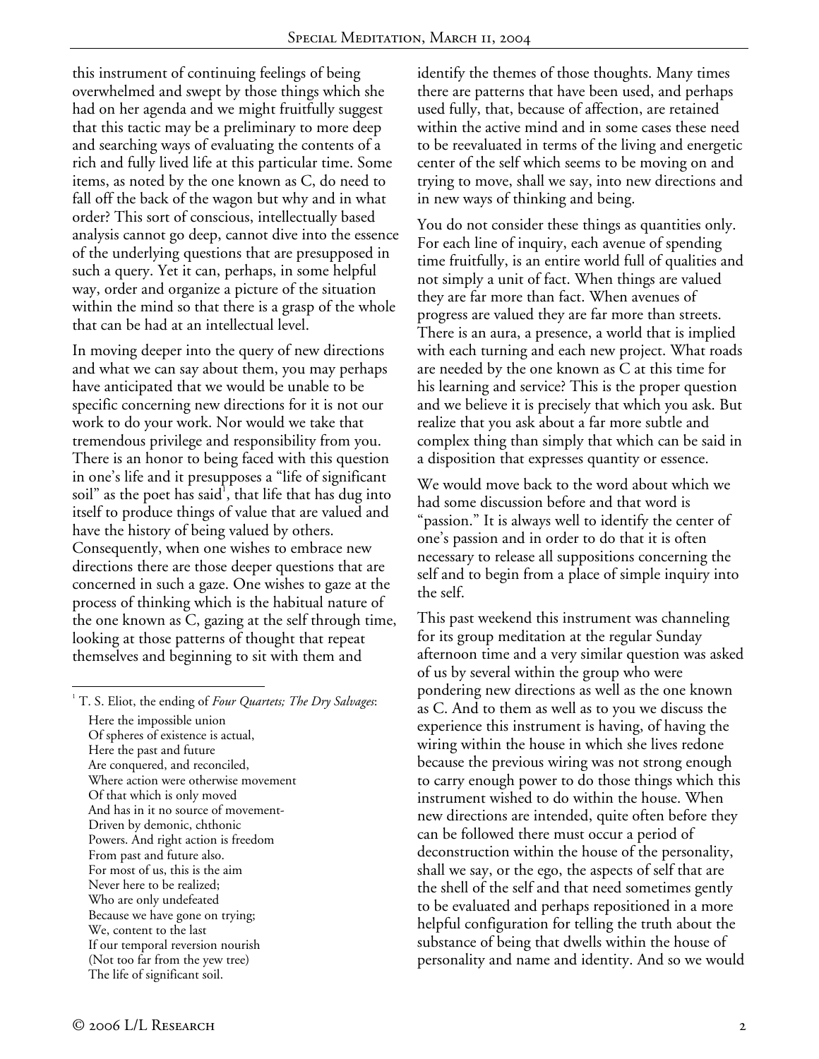this instrument of continuing feelings of being overwhelmed and swept by those things which she had on her agenda and we might fruitfully suggest that this tactic may be a preliminary to more deep and searching ways of evaluating the contents of a rich and fully lived life at this particular time. Some items, as noted by the one known as C, do need to fall off the back of the wagon but why and in what order? This sort of conscious, intellectually based analysis cannot go deep, cannot dive into the essence of the underlying questions that are presupposed in such a query. Yet it can, perhaps, in some helpful way, order and organize a picture of the situation within the mind so that there is a grasp of the whole that can be had at an intellectual level.

In moving deeper into the query of new directions and what we can say about them, you may perhaps have anticipated that we would be unable to be specific concerning new directions for it is not our work to do your work. Nor would we take that tremendous privilege and responsibility from you. There is an honor to being faced with this question in one's life and it presupposes a "life of significant soil" as the poet has said[1], that life that has dug into itself to produce things of value that are valued and have the history of being valued by others. Consequently, when one wishes to embrace new directions there are those deeper questions that are concerned in such a gaze. One wishes to gaze at the process of thinking which is the habitual nature of the one known as C, gazing at the self through time, looking at those patterns of thought that repeat themselves and beginning to sit with them and identify the themes of those thoughts. Many times there are patterns that have been used, and perhaps used fully, that, because of affection, are retained within the active mind and in some cases these need to be reevaluated in terms of the living and energetic center of the self which seems to be moving on and trying to move, shall we say, into new directions and in new ways of thinking and being.

You do not consider these things as quantities only. For each line of inquiry, each avenue of spending time fruitfully, is an entire world full of qualities and not simply a unit of fact. When things are valued they are far more than fact. When avenues of progress are valued they are far more than streets. There is an aura, a presence, a world that is implied with each turning and each new project. What roads are needed by the one known as C at this time for his learning and service? This is the proper question and we believe it is precisely that which you ask. But realize that you ask about a far more subtle and complex thing than simply that which can be said in a disposition that expresses quantity or essence.

We would move back to the word about which we had some discussion before and that word is "passion." It is always well to identify the center of one's passion and in order to do that it is often necessary to release all suppositions concerning the self and to begin from a place of simple inquiry into the self.

This past weekend this instrument was channeling for its group meditation at the regular Sunday afternoon time and a very similar question was asked of us by several within the group who were pondering new directions as well as the one known as C. And to them as well as to you we discuss the experience this instrument is having, of having the wiring within the house in which she lives redone because the previous wiring was not strong enough to carry enough power to do those things which this instrument wished to do within the house. When new directions are intended, quite often before they can be followed there must occur a period of deconstruction within the house of the personality, shall we say, or the ego, the aspects of self that are the shell of the self and that need sometimes gently to be evaluated and perhaps repositioned in a more helpful configuration for telling the truth about the substance of being that dwells within the house of personality and name and identity. And so we would

---

[1] T. S. Eliot, the ending of *Four Quartets; The Dry Salvages*:

Here the impossible union  
Of spheres of existence is actual,  
Here the past and future  
Are conquered, and reconciled,  
Where action were otherwise movement  
Of that which is only moved  
And has in it no source of movement-  
Driven by demonic, chthonic  
Powers. And right action is freedom  
From past and future also.  
For most of us, this is the aim  
Never here to be realized;  
Who are only undefeated  
Because we have gone on trying;  
We, content to the last  
If our temporal reversion nourish  
(Not too far from the yew tree)  
The life of significant soil.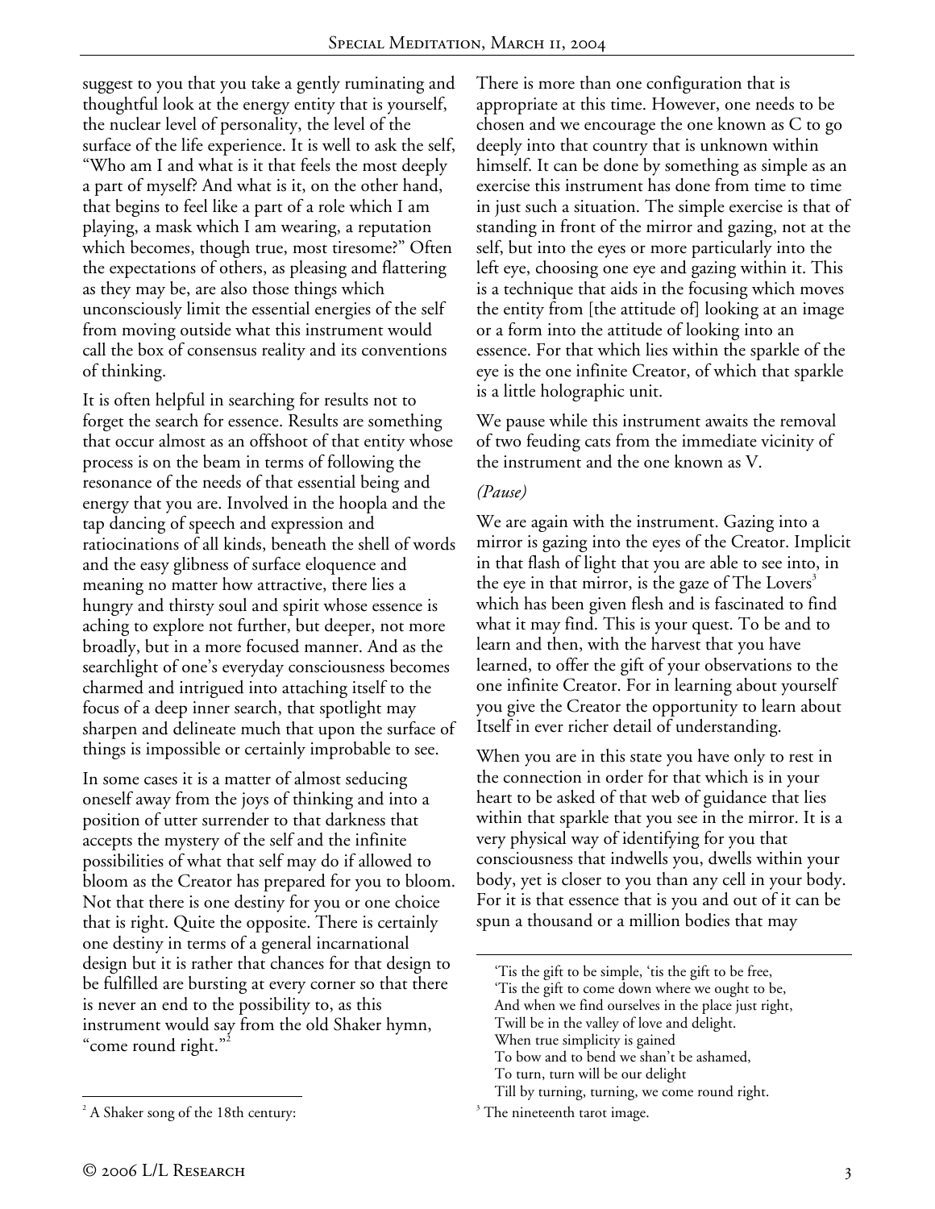suggest to you that you take a gently ruminating and thoughtful look at the energy entity that is yourself, the nuclear level of personality, the level of the surface of the life experience. It is well to ask the self, "Who am I and what is it that feels the most deeply a part of myself? And what is it, on the other hand, that begins to feel like a part of a role which I am playing, a mask which I am wearing, a reputation which becomes, though true, most tiresome?" Often the expectations of others, as pleasing and flattering as they may be, are also those things which unconsciously limit the essential energies of the self from moving outside what this instrument would call the box of consensus reality and its conventions of thinking.

It is often helpful in searching for results not to forget the search for essence. Results are something that occur almost as an offshoot of that entity whose process is on the beam in terms of following the resonance of the needs of that essential being and energy that you are. Involved in the hoopla and the tap dancing of speech and expression and ratiocinations of all kinds, beneath the shell of words and the easy glibness of surface eloquence and meaning no matter how attractive, there lies a hungry and thirsty soul and spirit whose essence is aching to explore not further, but deeper, not more broadly, but in a more focused manner. And as the searchlight of one's everyday consciousness becomes charmed and intrigued into attaching itself to the focus of a deep inner search, that spotlight may sharpen and delineate much that upon the surface of things is impossible or certainly improbable to see.

In some cases it is a matter of almost seducing oneself away from the joys of thinking and into a position of utter surrender to that darkness that accepts the mystery of the self and the infinite possibilities of what that self may do if allowed to bloom as the Creator has prepared for you to bloom. Not that there is one destiny for you or one choice that is right. Quite the opposite. There is certainly one destiny in terms of a general incarnational design but it is rather that chances for that design to be fulfilled are bursting at every corner so that there is never an end to the possibility to, as this instrument would say from the old Shaker hymn, "come round right."[2]

There is more than one configuration that is appropriate at this time. However, one needs to be chosen and we encourage the one known as C to go deeply into that country that is unknown within himself. It can be done by something as simple as an exercise this instrument has done from time to time in just such a situation. The simple exercise is that of standing in front of the mirror and gazing, not at the self, but into the eyes or more particularly into the left eye, choosing one eye and gazing within it. This is a technique that aids in the focusing which moves the entity from [the attitude of] looking at an image or a form into the attitude of looking into an essence. For that which lies within the sparkle of the eye is the one infinite Creator, of which that sparkle is a little holographic unit.

We pause while this instrument awaits the removal of two feuding cats from the immediate vicinity of the instrument and the one known as V.

*(Pause)*

We are again with the instrument. Gazing into a mirror is gazing into the eyes of the Creator. Implicit in that flash of light that you are able to see into, in the eye in that mirror, is the gaze of The Lovers[3] which has been given flesh and is fascinated to find what it may find. This is your quest. To be and to learn and then, with the harvest that you have learned, to offer the gift of your observations to the one infinite Creator. For in learning about yourself you give the Creator the opportunity to learn about Itself in ever richer detail of understanding.

When you are in this state you have only to rest in the connection in order for that which is in your heart to be asked of that web of guidance that lies within that sparkle that you see in the mirror. It is a very physical way of identifying for you that consciousness that indwells you, dwells within your body, yet is closer to you than any cell in your body. For it is that essence that is you and out of it can be spun a thousand or a million bodies that may

---

[2] A Shaker song of the 18th century:

'Tis the gift to be simple, 'tis the gift to be free,
'Tis the gift to come down where we ought to be,
And when we find ourselves in the place just right,
Twill be in the valley of love and delight.
When true simplicity is gained
To bow and to bend we shan't be ashamed,
To turn, turn will be our delight
Till by turning, turning, we come round right.

[3] The nineteenth tarot image.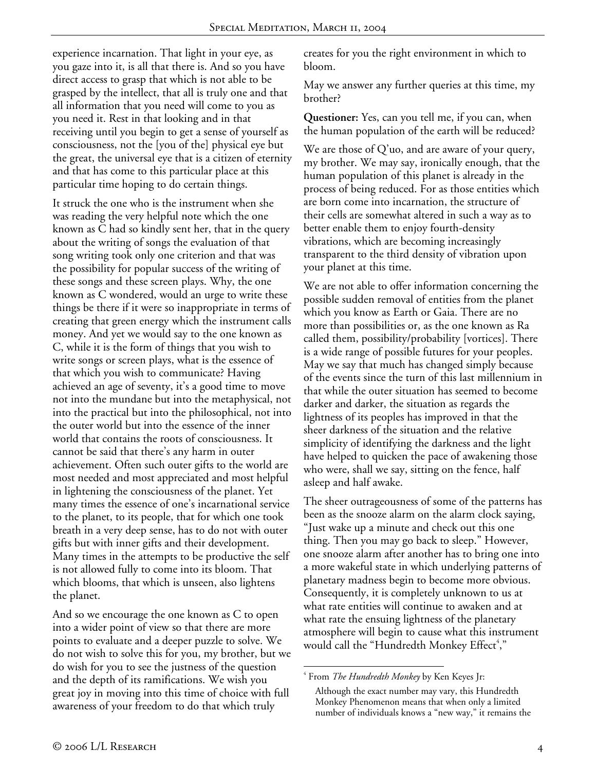experience incarnation. That light in your eye, as you gaze into it, is all that there is. And so you have direct access to grasp that which is not able to be grasped by the intellect, that all is truly one and that all information that you need will come to you as you need it. Rest in that looking and in that receiving until you begin to get a sense of yourself as consciousness, not the [you of the] physical eye but the great, the universal eye that is a citizen of eternity and that has come to this particular place at this particular time hoping to do certain things.

It struck the one who is the instrument when she was reading the very helpful note which the one known as C had so kindly sent her, that in the query about the writing of songs the evaluation of that song writing took only one criterion and that was the possibility for popular success of the writing of these songs and these screen plays. Why, the one known as C wondered, would an urge to write these things be there if it were so inappropriate in terms of creating that green energy which the instrument calls money. And yet we would say to the one known as C, while it is the form of things that you wish to write songs or screen plays, what is the essence of that which you wish to communicate? Having achieved an age of seventy, it's a good time to move not into the mundane but into the metaphysical, not into the practical but into the philosophical, not into the outer world but into the essence of the inner world that contains the roots of consciousness. It cannot be said that there's any harm in outer achievement. Often such outer gifts to the world are most needed and most appreciated and most helpful in lightening the consciousness of the planet. Yet many times the essence of one's incarnational service to the planet, to its people, that for which one took breath in a very deep sense, has to do not with outer gifts but with inner gifts and their development. Many times in the attempts to be productive the self is not allowed fully to come into its bloom. That which blooms, that which is unseen, also lightens the planet.

And so we encourage the one known as C to open into a wider point of view so that there are more points to evaluate and a deeper puzzle to solve. We do not wish to solve this for you, my brother, but we do wish for you to see the justness of the question and the depth of its ramifications. We wish you great joy in moving into this time of choice with full awareness of your freedom to do that which truly creates for you the right environment in which to bloom.

May we answer any further queries at this time, my brother?

**Questioner:** Yes, can you tell me, if you can, when the human population of the earth will be reduced?

We are those of Q'uo, and are aware of your query, my brother. We may say, ironically enough, that the human population of this planet is already in the process of being reduced. For as those entities which are born come into incarnation, the structure of their cells are somewhat altered in such a way as to better enable them to enjoy fourth-density vibrations, which are becoming increasingly transparent to the third density of vibration upon your planet at this time.

We are not able to offer information concerning the possible sudden removal of entities from the planet which you know as Earth or Gaia. There are no more than possibilities or, as the one known as Ra called them, possibility/probability [vortices]. There is a wide range of possible futures for your peoples. May we say that much has changed simply because of the events since the turn of this last millennium in that while the outer situation has seemed to become darker and darker, the situation as regards the lightness of its peoples has improved in that the sheer darkness of the situation and the relative simplicity of identifying the darkness and the light have helped to quicken the pace of awakening those who were, shall we say, sitting on the fence, half asleep and half awake.

The sheer outrageousness of some of the patterns has been as the snooze alarm on the alarm clock saying, "Just wake up a minute and check out this one thing. Then you may go back to sleep." However, one snooze alarm after another has to bring one into a more wakeful state in which underlying patterns of planetary madness begin to become more obvious. Consequently, it is completely unknown to us at what rate entities will continue to awaken and at what rate the ensuing lightness of the planetary atmosphere will begin to cause what this instrument would call the "Hundredth Monkey Effect[4],"

---

[4] From *The Hundredth Monkey* by Ken Keyes Jr:

Although the exact number may vary, this Hundredth Monkey Phenomenon means that when only a limited number of individuals knows a "new way," it remains the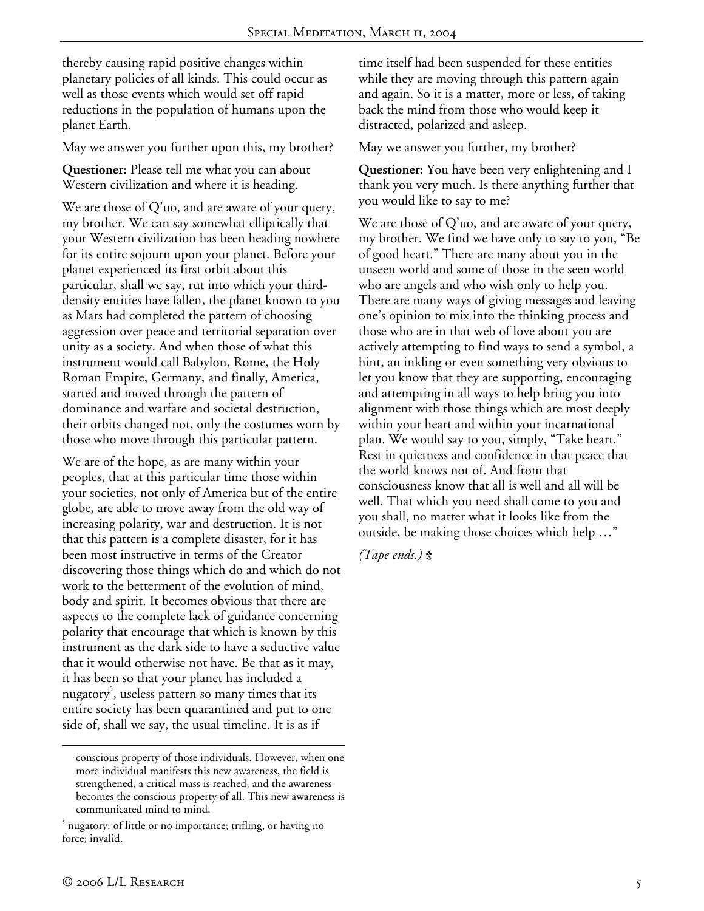thereby causing rapid positive changes within planetary policies of all kinds. This could occur as well as those events which would set off rapid reductions in the population of humans upon the planet Earth.

May we answer you further upon this, my brother?

**Questioner:** Please tell me what you can about Western civilization and where it is heading.

We are those of Q'uo, and are aware of your query, my brother. We can say somewhat elliptically that your Western civilization has been heading nowhere for its entire sojourn upon your planet. Before your planet experienced its first orbit about this particular, shall we say, rut into which your third-density entities have fallen, the planet known to you as Mars had completed the pattern of choosing aggression over peace and territorial separation over unity as a society. And when those of what this instrument would call Babylon, Rome, the Holy Roman Empire, Germany, and finally, America, started and moved through the pattern of dominance and warfare and societal destruction, their orbits changed not, only the costumes worn by those who move through this particular pattern.

We are of the hope, as are many within your peoples, that at this particular time those within your societies, not only of America but of the entire globe, are able to move away from the old way of increasing polarity, war and destruction. It is not that this pattern is a complete disaster, for it has been most instructive in terms of the Creator discovering those things which do and which do not work to the betterment of the evolution of mind, body and spirit. It becomes obvious that there are aspects to the complete lack of guidance concerning polarity that encourage that which is known by this instrument as the dark side to have a seductive value that it would otherwise not have. Be that as it may, it has been so that your planet has included a nugatory[5], useless pattern so many times that its entire society has been quarantined and put to one side of, shall we say, the usual timeline. It is as if time itself had been suspended for these entities while they are moving through this pattern again and again. So it is a matter, more or less, of taking back the mind from those who would keep it distracted, polarized and asleep.

May we answer you further, my brother?

**Questioner:** You have been very enlightening and I thank you very much. Is there anything further that you would like to say to me?

We are those of Q'uo, and are aware of your query, my brother. We find we have only to say to you, "Be of good heart." There are many about you in the unseen world and some of those in the seen world who are angels and who wish only to help you. There are many ways of giving messages and leaving one's opinion to mix into the thinking process and those who are in that web of love about you are actively attempting to find ways to send a symbol, a hint, an inkling or even something very obvious to let you know that they are supporting, encouraging and attempting in all ways to help bring you into alignment with those things which are most deeply within your heart and within your incarnational plan. We would say to you, simply, "Take heart." Rest in quietness and confidence in that peace that the world knows not of. And from that consciousness know that all is well and all will be well. That which you need shall come to you and you shall, no matter what it looks like from the outside, be making those choices which help …"

*(Tape ends.)*

---

conscious property of those individuals. However, when one more individual manifests this new awareness, the field is strengthened, a critical mass is reached, and the awareness becomes the conscious property of all. This new awareness is communicated mind to mind.

[5] nugatory: of little or no importance; trifling, or having no force; invalid.